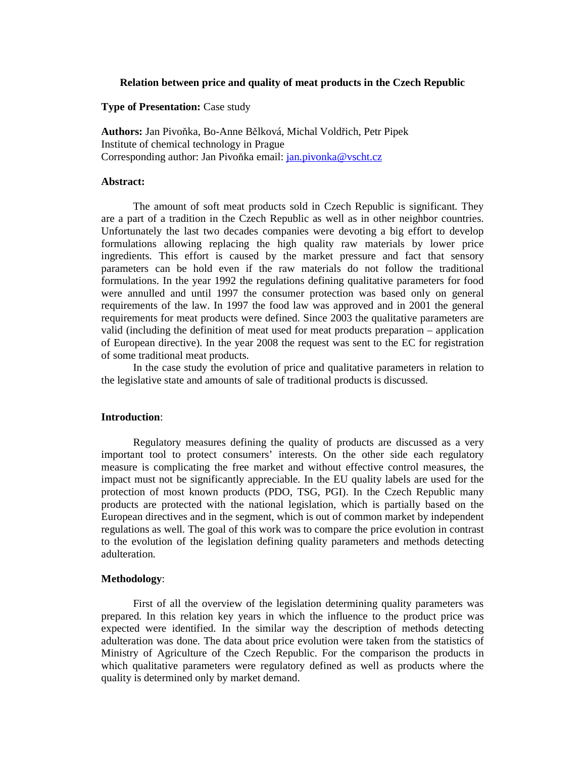# Relation between price and quality of meat products in the Czech Republic

**Type of Presentation:** Case study

**Authors:** Jan Pivoňka, Bo-Anne Bělková, Michal Voldřich, Petr Pipek
Institute of chemical technology in Prague
Corresponding author: Jan Pivoňka email: jan.pivonka@vscht.cz

**Abstract:**

The amount of soft meat products sold in Czech Republic is significant. They are a part of a tradition in the Czech Republic as well as in other neighbor countries. Unfortunately the last two decades companies were devoting a big effort to develop formulations allowing replacing the high quality raw materials by lower price ingredients. This effort is caused by the market pressure and fact that sensory parameters can be hold even if the raw materials do not follow the traditional formulations. In the year 1992 the regulations defining qualitative parameters for food were annulled and until 1997 the consumer protection was based only on general requirements of the law. In 1997 the food law was approved and in 2001 the general requirements for meat products were defined. Since 2003 the qualitative parameters are valid (including the definition of meat used for meat products preparation – application of European directive). In the year 2008 the request was sent to the EC for registration of some traditional meat products.

In the case study the evolution of price and qualitative parameters in relation to the legislative state and amounts of sale of traditional products is discussed.

**Introduction**:

Regulatory measures defining the quality of products are discussed as a very important tool to protect consumers' interests. On the other side each regulatory measure is complicating the free market and without effective control measures, the impact must not be significantly appreciable. In the EU quality labels are used for the protection of most known products (PDO, TSG, PGI). In the Czech Republic many products are protected with the national legislation, which is partially based on the European directives and in the segment, which is out of common market by independent regulations as well. The goal of this work was to compare the price evolution in contrast to the evolution of the legislation defining quality parameters and methods detecting adulteration.

**Methodology**:

First of all the overview of the legislation determining quality parameters was prepared. In this relation key years in which the influence to the product price was expected were identified. In the similar way the description of methods detecting adulteration was done. The data about price evolution were taken from the statistics of Ministry of Agriculture of the Czech Republic. For the comparison the products in which qualitative parameters were regulatory defined as well as products where the quality is determined only by market demand.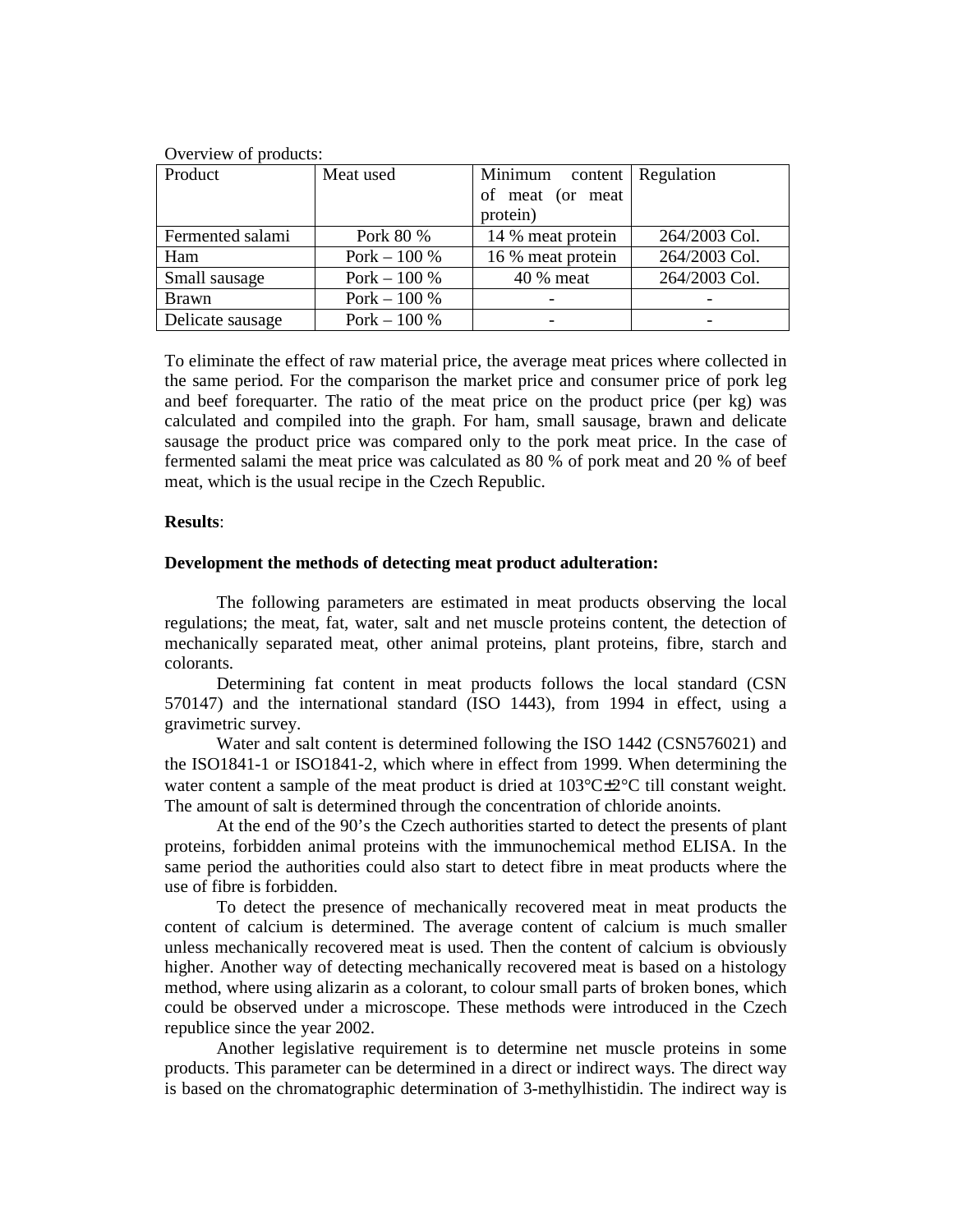Overview of products:

| Product | Meat used | Minimum content of meat (or meat protein) | Regulation |
|---|---|---|---|
| Fermented salami | Pork 80 % | 14 % meat protein | 264/2003 Col. |
| Ham | Pork – 100 % | 16 % meat protein | 264/2003 Col. |
| Small sausage | Pork – 100 % | 40 % meat | 264/2003 Col. |
| Brawn | Pork – 100 % | - | - |
| Delicate sausage | Pork – 100 % | - | - |

To eliminate the effect of raw material price, the average meat prices where collected in the same period. For the comparison the market price and consumer price of pork leg and beef forequarter. The ratio of the meat price on the product price (per kg) was calculated and compiled into the graph. For ham, small sausage, brawn and delicate sausage the product price was compared only to the pork meat price. In the case of fermented salami the meat price was calculated as 80 % of pork meat and 20 % of beef meat, which is the usual recipe in the Czech Republic.

**Results**:

**Development the methods of detecting meat product adulteration:**

The following parameters are estimated in meat products observing the local regulations; the meat, fat, water, salt and net muscle proteins content, the detection of mechanically separated meat, other animal proteins, plant proteins, fibre, starch and colorants.

Determining fat content in meat products follows the local standard (CSN 570147) and the international standard (ISO 1443), from 1994 in effect, using a gravimetric survey.

Water and salt content is determined following the ISO 1442 (CSN576021) and the ISO1841-1 or ISO1841-2, which where in effect from 1999. When determining the water content a sample of the meat product is dried at 103°C±2°C till constant weight. The amount of salt is determined through the concentration of chloride anoints.

At the end of the 90's the Czech authorities started to detect the presents of plant proteins, forbidden animal proteins with the immunochemical method ELISA. In the same period the authorities could also start to detect fibre in meat products where the use of fibre is forbidden.

To detect the presence of mechanically recovered meat in meat products the content of calcium is determined. The average content of calcium is much smaller unless mechanically recovered meat is used. Then the content of calcium is obviously higher. Another way of detecting mechanically recovered meat is based on a histology method, where using alizarin as a colorant, to colour small parts of broken bones, which could be observed under a microscope. These methods were introduced in the Czech republice since the year 2002.

Another legislative requirement is to determine net muscle proteins in some products. This parameter can be determined in a direct or indirect ways. The direct way is based on the chromatographic determination of 3-methylhistidin. The indirect way is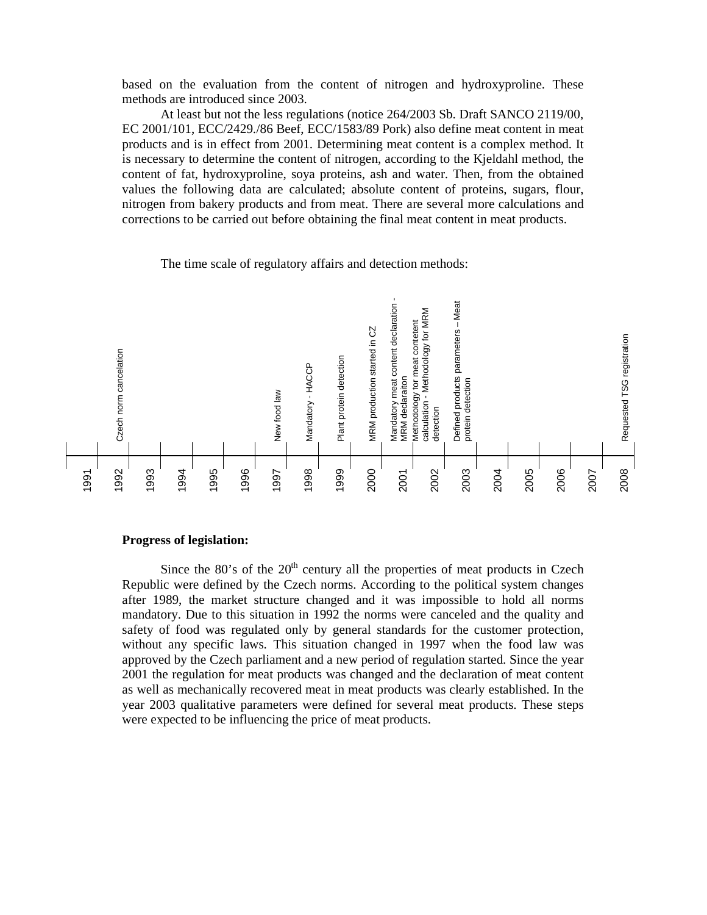based on the evaluation from the content of nitrogen and hydroxyproline. These methods are introduced since 2003.

At least but not the less regulations (notice 264/2003 Sb. Draft SANCO 2119/00, EC 2001/101, ECC/2429./86 Beef, ECC/1583/89 Pork) also define meat content in meat products and is in effect from 2001. Determining meat content is a complex method. It is necessary to determine the content of nitrogen, according to the Kjeldahl method, the content of fat, hydroxyproline, soya proteins, ash and water. Then, from the obtained values the following data are calculated; absolute content of proteins, sugars, flour, nitrogen from bakery products and from meat. There are several more calculations and corrections to be carried out before obtaining the final meat content in meat products.

The time scale of regulatory affairs and detection methods:

| Year | Event |
|---|---|
| 1991 | |
| 1992 | Czech norm cancelation |
| 1993 | |
| 1994 | |
| 1995 | |
| 1996 | |
| 1997 | New food law |
| 1998 | Mandatory - HACCP |
| 1999 | Plant protein detection |
| 2000 | MRM production started in CZ |
| 2001 | Mandatory meat content declaration - MRM declaraiton |
| 2002 | Methodology for meat contetent calculation - Methodology for MRM detection |
| 2003 | Defined products parameters – Meat protein detection |
| 2004 | |
| 2005 | |
| 2006 | |
| 2007 | |
| 2008 | Requested TSG registration |

**Progress of legislation:**

Since the 80's of the 20th century all the properties of meat products in Czech Republic were defined by the Czech norms. According to the political system changes after 1989, the market structure changed and it was impossible to hold all norms mandatory. Due to this situation in 1992 the norms were canceled and the quality and safety of food was regulated only by general standards for the customer protection, without any specific laws. This situation changed in 1997 when the food law was approved by the Czech parliament and a new period of regulation started. Since the year 2001 the regulation for meat products was changed and the declaration of meat content as well as mechanically recovered meat in meat products was clearly established. In the year 2003 qualitative parameters were defined for several meat products. These steps were expected to be influencing the price of meat products.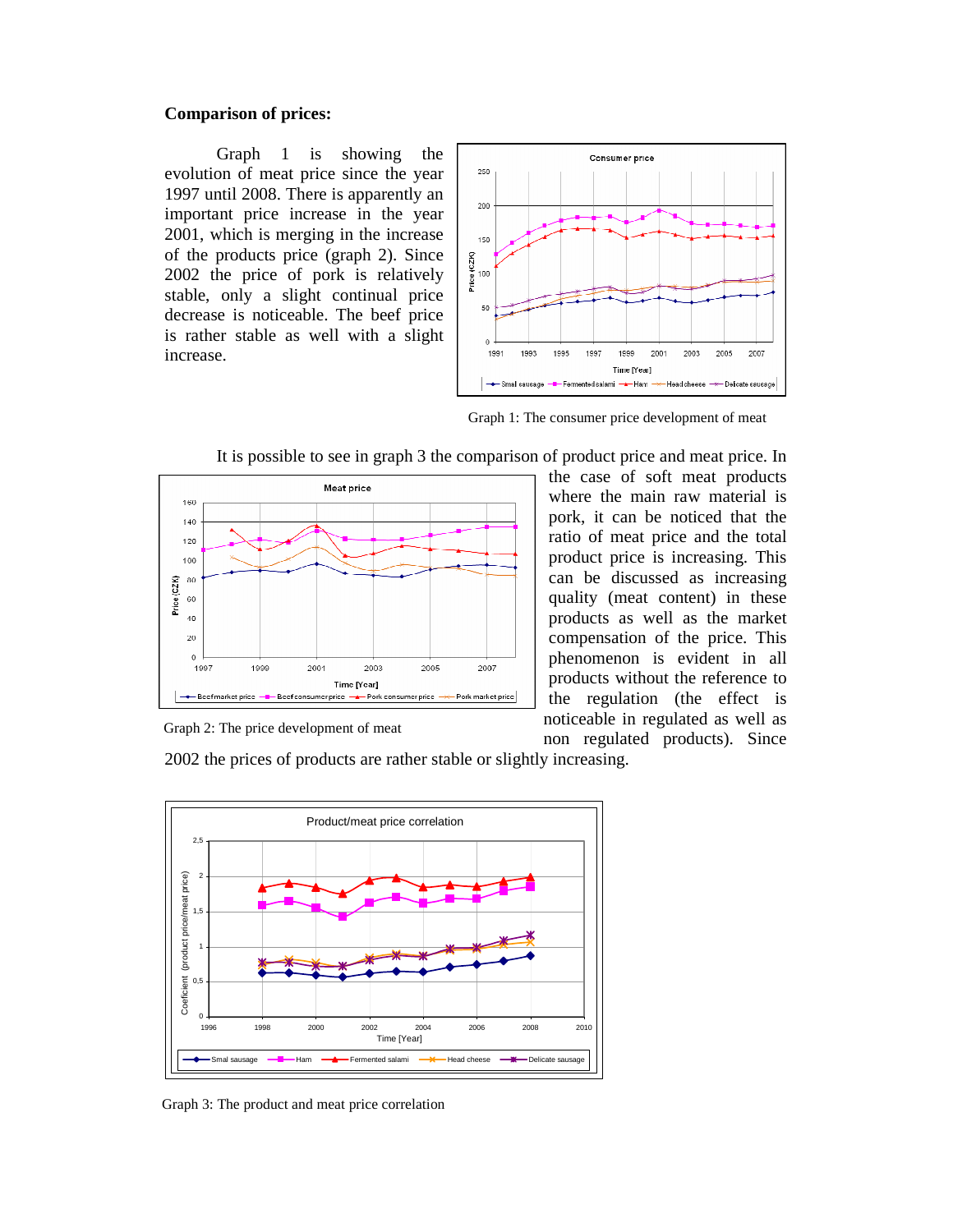**Comparison of prices:**

Graph 1 is showing the evolution of meat price since the year 1997 until 2008. There is apparently an important price increase in the year 2001, which is merging in the increase of the products price (graph 2). Since 2002 the price of pork is relatively stable, only a slight continual price decrease is noticeable. The beef price is rather stable as well with a slight increase.

Graph 1: The consumer price development of meat

It is possible to see in graph 3 the comparison of product price and meat price. In the case of soft meat products where the main raw material is pork, it can be noticed that the ratio of meat price and the total product price is increasing. This can be discussed as increasing quality (meat content) in these products as well as the market compensation of the price. This phenomenon is evident in all products without the reference to the regulation (the effect is noticeable in regulated as well as non regulated products). Since 2002 the prices of products are rather stable or slightly increasing.

Graph 2: The price development of meat

Graph 3: The product and meat price correlation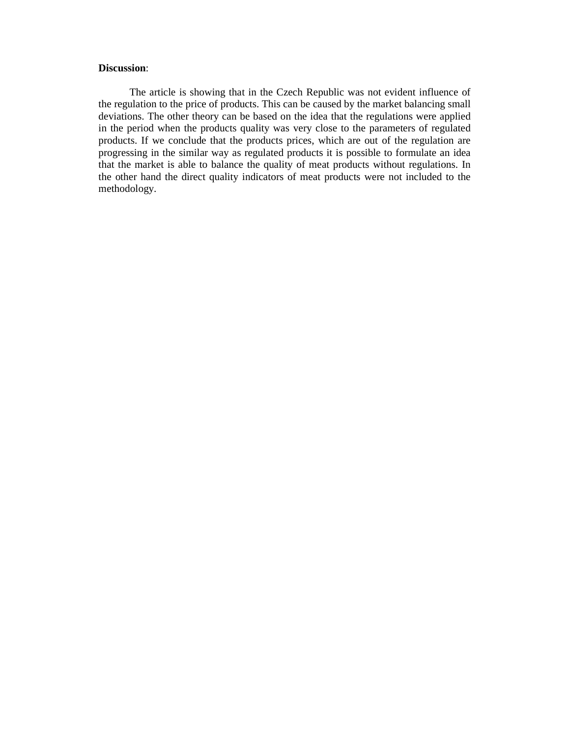**Discussion**:

The article is showing that in the Czech Republic was not evident influence of the regulation to the price of products. This can be caused by the market balancing small deviations. The other theory can be based on the idea that the regulations were applied in the period when the products quality was very close to the parameters of regulated products. If we conclude that the products prices, which are out of the regulation are progressing in the similar way as regulated products it is possible to formulate an idea that the market is able to balance the quality of meat products without regulations. In the other hand the direct quality indicators of meat products were not included to the methodology.